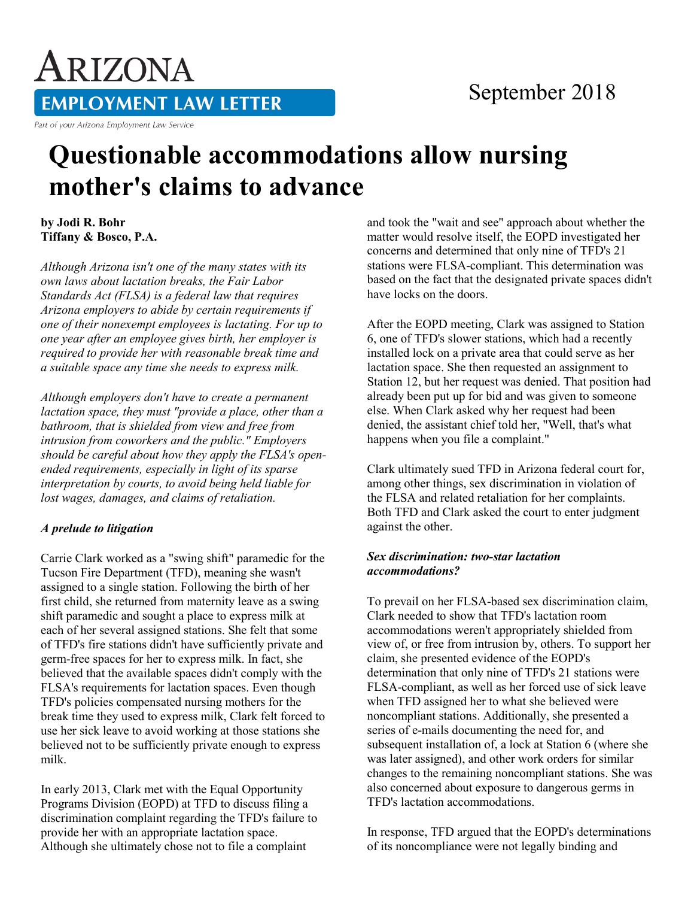# ARIZONA EMPLOYMENT LAW LETTER

Part of your Arizona Employment Law Service

September 2018

# Questionable accommodations allow nursing mother's claims to advance

**by Jodi R. Bohr**
**Tiffany & Bosco, P.A.**

*Although Arizona isn't one of the many states with its own laws about lactation breaks, the Fair Labor Standards Act (FLSA) is a federal law that requires Arizona employers to abide by certain requirements if one of their nonexempt employees is lactating. For up to one year after an employee gives birth, her employer is required to provide her with reasonable break time and a suitable space any time she needs to express milk.*

*Although employers don't have to create a permanent lactation space, they must "provide a place, other than a bathroom, that is shielded from view and free from intrusion from coworkers and the public." Employers should be careful about how they apply the FLSA's open-ended requirements, especially in light of its sparse interpretation by courts, to avoid being held liable for lost wages, damages, and claims of retaliation.*

### *A prelude to litigation*

Carrie Clark worked as a "swing shift" paramedic for the Tucson Fire Department (TFD), meaning she wasn't assigned to a single station. Following the birth of her first child, she returned from maternity leave as a swing shift paramedic and sought a place to express milk at each of her several assigned stations. She felt that some of TFD's fire stations didn't have sufficiently private and germ-free spaces for her to express milk. In fact, she believed that the available spaces didn't comply with the FLSA's requirements for lactation spaces. Even though TFD's policies compensated nursing mothers for the break time they used to express milk, Clark felt forced to use her sick leave to avoid working at those stations she believed not to be sufficiently private enough to express milk.

In early 2013, Clark met with the Equal Opportunity Programs Division (EOPD) at TFD to discuss filing a discrimination complaint regarding the TFD's failure to provide her with an appropriate lactation space. Although she ultimately chose not to file a complaint and took the "wait and see" approach about whether the matter would resolve itself, the EOPD investigated her concerns and determined that only nine of TFD's 21 stations were FLSA-compliant. This determination was based on the fact that the designated private spaces didn't have locks on the doors.

After the EOPD meeting, Clark was assigned to Station 6, one of TFD's slower stations, which had a recently installed lock on a private area that could serve as her lactation space. She then requested an assignment to Station 12, but her request was denied. That position had already been put up for bid and was given to someone else. When Clark asked why her request had been denied, the assistant chief told her, "Well, that's what happens when you file a complaint."

Clark ultimately sued TFD in Arizona federal court for, among other things, sex discrimination in violation of the FLSA and related retaliation for her complaints. Both TFD and Clark asked the court to enter judgment against the other.

### *Sex discrimination: two-star lactation accommodations?*

To prevail on her FLSA-based sex discrimination claim, Clark needed to show that TFD's lactation room accommodations weren't appropriately shielded from view of, or free from intrusion by, others. To support her claim, she presented evidence of the EOPD's determination that only nine of TFD's 21 stations were FLSA-compliant, as well as her forced use of sick leave when TFD assigned her to what she believed were noncompliant stations. Additionally, she presented a series of e-mails documenting the need for, and subsequent installation of, a lock at Station 6 (where she was later assigned), and other work orders for similar changes to the remaining noncompliant stations. She was also concerned about exposure to dangerous germs in TFD's lactation accommodations.

In response, TFD argued that the EOPD's determinations of its noncompliance were not legally binding and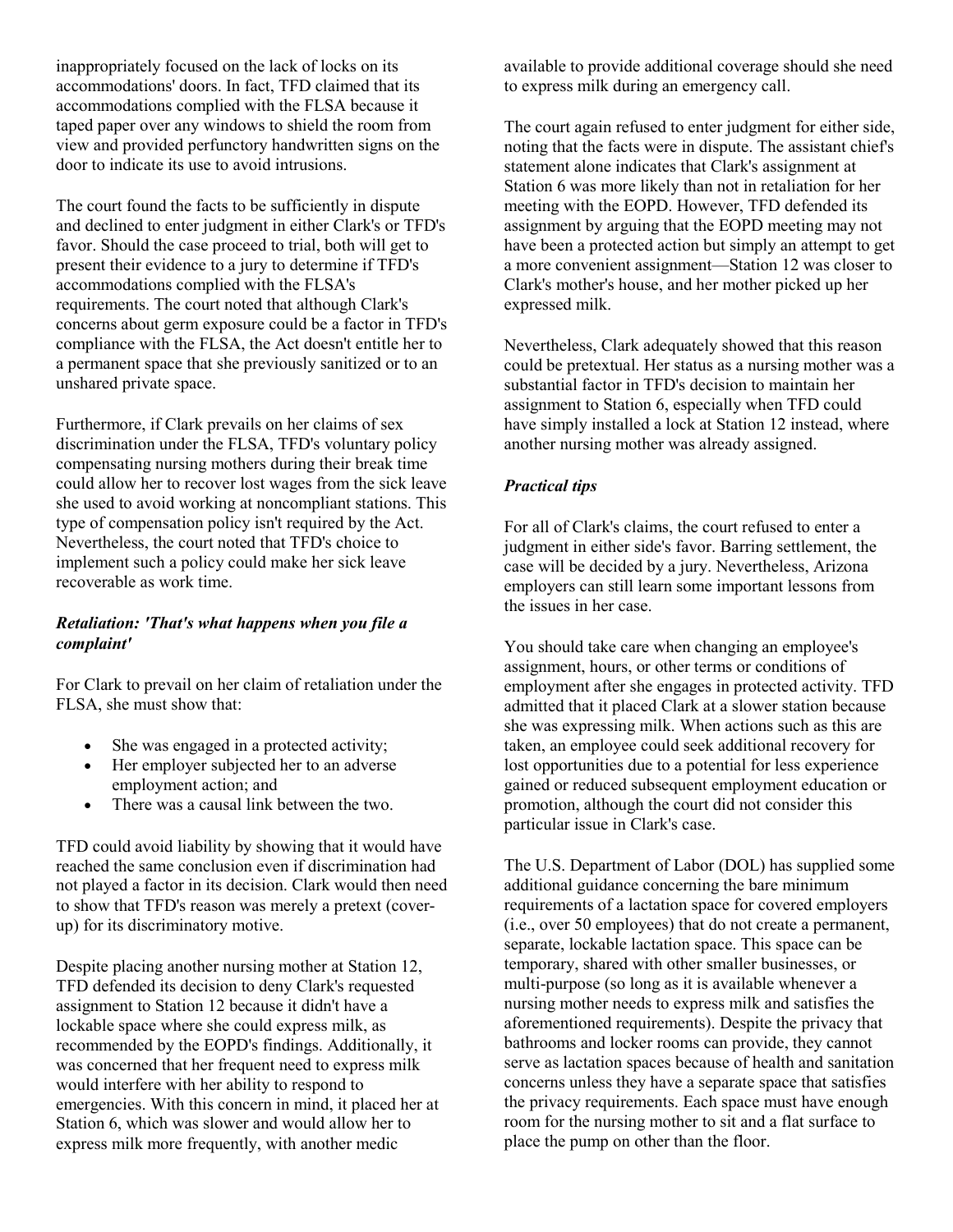inappropriately focused on the lack of locks on its accommodations' doors. In fact, TFD claimed that its accommodations complied with the FLSA because it taped paper over any windows to shield the room from view and provided perfunctory handwritten signs on the door to indicate its use to avoid intrusions.

The court found the facts to be sufficiently in dispute and declined to enter judgment in either Clark's or TFD's favor. Should the case proceed to trial, both will get to present their evidence to a jury to determine if TFD's accommodations complied with the FLSA's requirements. The court noted that although Clark's concerns about germ exposure could be a factor in TFD's compliance with the FLSA, the Act doesn't entitle her to a permanent space that she previously sanitized or to an unshared private space.

Furthermore, if Clark prevails on her claims of sex discrimination under the FLSA, TFD's voluntary policy compensating nursing mothers during their break time could allow her to recover lost wages from the sick leave she used to avoid working at noncompliant stations. This type of compensation policy isn't required by the Act. Nevertheless, the court noted that TFD's choice to implement such a policy could make her sick leave recoverable as work time.

### *Retaliation: 'That's what happens when you file a complaint'*

For Clark to prevail on her claim of retaliation under the FLSA, she must show that:

- She was engaged in a protected activity;
- Her employer subjected her to an adverse employment action; and
- There was a causal link between the two.

TFD could avoid liability by showing that it would have reached the same conclusion even if discrimination had not played a factor in its decision. Clark would then need to show that TFD's reason was merely a pretext (cover-up) for its discriminatory motive.

Despite placing another nursing mother at Station 12, TFD defended its decision to deny Clark's requested assignment to Station 12 because it didn't have a lockable space where she could express milk, as recommended by the EOPD's findings. Additionally, it was concerned that her frequent need to express milk would interfere with her ability to respond to emergencies. With this concern in mind, it placed her at Station 6, which was slower and would allow her to express milk more frequently, with another medic available to provide additional coverage should she need to express milk during an emergency call.

The court again refused to enter judgment for either side, noting that the facts were in dispute. The assistant chief's statement alone indicates that Clark's assignment at Station 6 was more likely than not in retaliation for her meeting with the EOPD. However, TFD defended its assignment by arguing that the EOPD meeting may not have been a protected action but simply an attempt to get a more convenient assignment—Station 12 was closer to Clark's mother's house, and her mother picked up her expressed milk.

Nevertheless, Clark adequately showed that this reason could be pretextual. Her status as a nursing mother was a substantial factor in TFD's decision to maintain her assignment to Station 6, especially when TFD could have simply installed a lock at Station 12 instead, where another nursing mother was already assigned.

### *Practical tips*

For all of Clark's claims, the court refused to enter a judgment in either side's favor. Barring settlement, the case will be decided by a jury. Nevertheless, Arizona employers can still learn some important lessons from the issues in her case.

You should take care when changing an employee's assignment, hours, or other terms or conditions of employment after she engages in protected activity. TFD admitted that it placed Clark at a slower station because she was expressing milk. When actions such as this are taken, an employee could seek additional recovery for lost opportunities due to a potential for less experience gained or reduced subsequent employment education or promotion, although the court did not consider this particular issue in Clark's case.

The U.S. Department of Labor (DOL) has supplied some additional guidance concerning the bare minimum requirements of a lactation space for covered employers (i.e., over 50 employees) that do not create a permanent, separate, lockable lactation space. This space can be temporary, shared with other smaller businesses, or multi-purpose (so long as it is available whenever a nursing mother needs to express milk and satisfies the aforementioned requirements). Despite the privacy that bathrooms and locker rooms can provide, they cannot serve as lactation spaces because of health and sanitation concerns unless they have a separate space that satisfies the privacy requirements. Each space must have enough room for the nursing mother to sit and a flat surface to place the pump on other than the floor.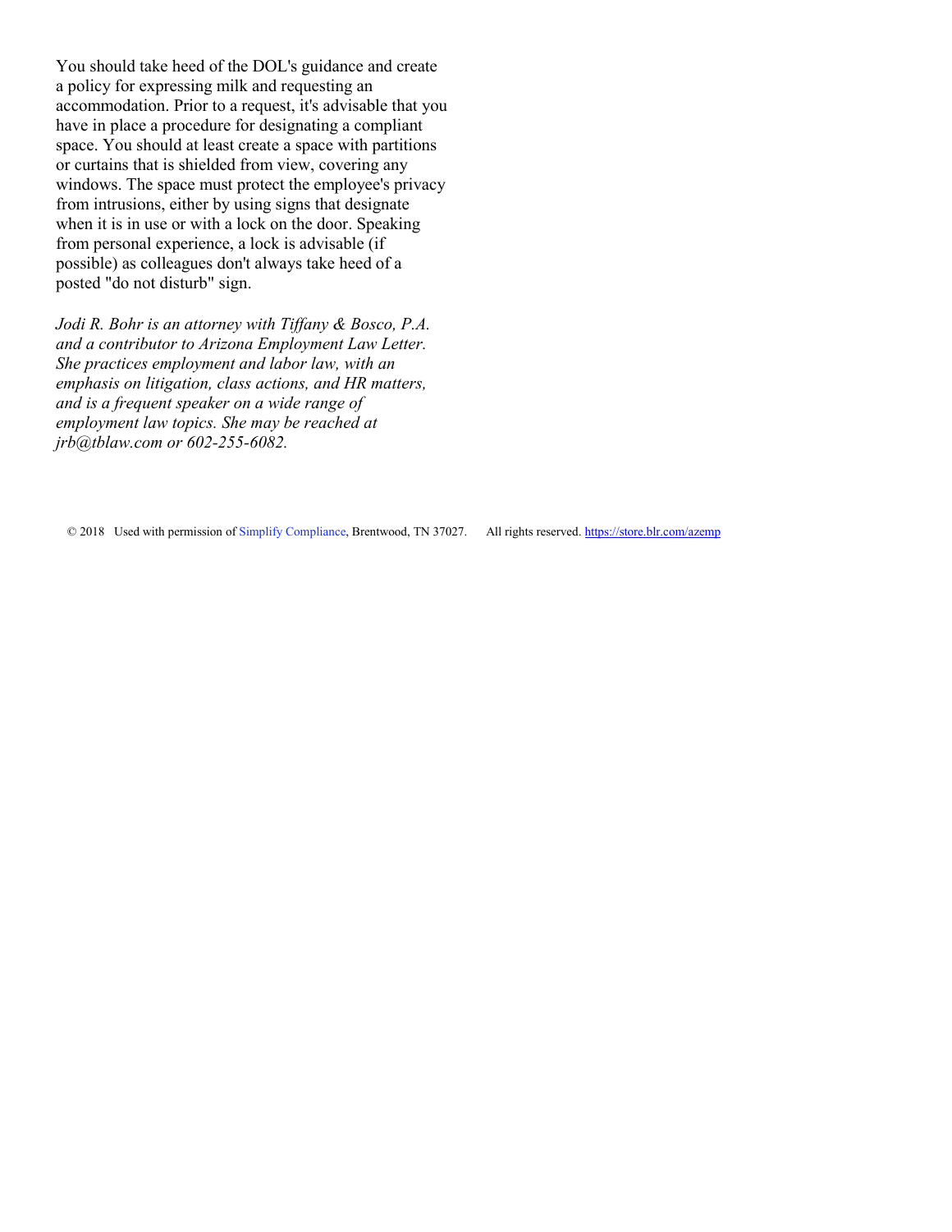You should take heed of the DOL's guidance and create a policy for expressing milk and requesting an accommodation. Prior to a request, it's advisable that you have in place a procedure for designating a compliant space. You should at least create a space with partitions or curtains that is shielded from view, covering any windows. The space must protect the employee's privacy from intrusions, either by using signs that designate when it is in use or with a lock on the door. Speaking from personal experience, a lock is advisable (if possible) as colleagues don't always take heed of a posted "do not disturb" sign.

*Jodi R. Bohr is an attorney with Tiffany & Bosco, P.A. and a contributor to Arizona Employment Law Letter. She practices employment and labor law, with an emphasis on litigation, class actions, and HR matters, and is a frequent speaker on a wide range of employment law topics. She may be reached at jrb@tblaw.com or 602-255-6082.*

© 2018 Used with permission of Simplify Compliance, Brentwood, TN 37027. All rights reserved. https://store.blr.com/azemp